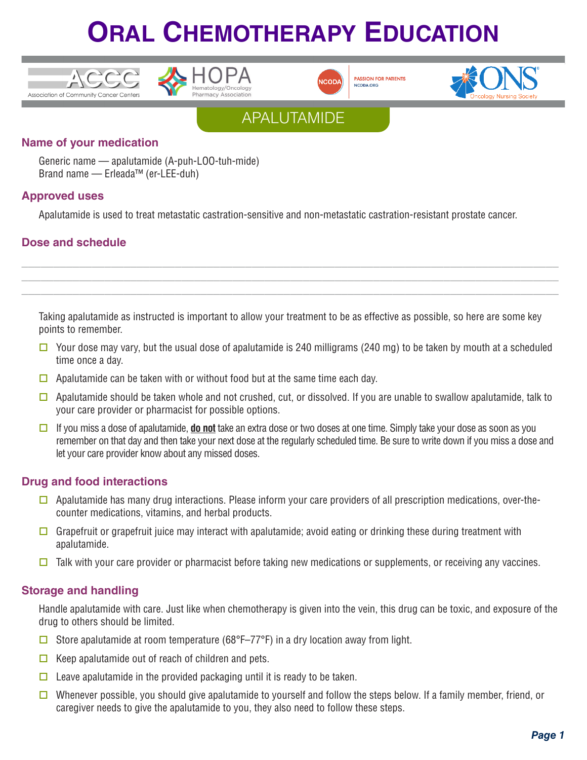# Oral Chemotherapy Education

ACCC Association of Community Cancer Centers | HOPA Hematology/Oncology Pharmacy Association | NCODA Passion for Patients NCODA.ORG | ONS Oncology Nursing Society

## APALUTAMIDE

### Name of your medication

Generic name — apalutamide (A-puh-LOO-tuh-mide)
Brand name — Erleada™ (er-LEE-duh)

### Approved uses

Apalutamide is used to treat metastatic castration-sensitive and non-metastatic castration-resistant prostate cancer.

### Dose and schedule

\_\_\_\_\_\_\_\_\_\_\_\_\_\_\_\_\_\_\_\_\_\_\_\_\_\_\_\_\_\_\_\_\_\_\_\_\_\_\_\_\_\_\_\_\_\_\_\_\_\_\_\_\_\_\_\_\_\_\_\_\_\_\_\_\_\_\_\_\_\_\_\_
\_\_\_\_\_\_\_\_\_\_\_\_\_\_\_\_\_\_\_\_\_\_\_\_\_\_\_\_\_\_\_\_\_\_\_\_\_\_\_\_\_\_\_\_\_\_\_\_\_\_\_\_\_\_\_\_\_\_\_\_\_\_\_\_\_\_\_\_\_\_\_\_
\_\_\_\_\_\_\_\_\_\_\_\_\_\_\_\_\_\_\_\_\_\_\_\_\_\_\_\_\_\_\_\_\_\_\_\_\_\_\_\_\_\_\_\_\_\_\_\_\_\_\_\_\_\_\_\_\_\_\_\_\_\_\_\_\_\_\_\_\_\_\_\_

Taking apalutamide as instructed is important to allow your treatment to be as effective as possible, so here are some key points to remember.

- ☐ Your dose may vary, but the usual dose of apalutamide is 240 milligrams (240 mg) to be taken by mouth at a scheduled time once a day.
- ☐ Apalutamide can be taken with or without food but at the same time each day.
- ☐ Apalutamide should be taken whole and not crushed, cut, or dissolved. If you are unable to swallow apalutamide, talk to your care provider or pharmacist for possible options.
- ☐ If you miss a dose of apalutamide, **do not** take an extra dose or two doses at one time. Simply take your dose as soon as you remember on that day and then take your next dose at the regularly scheduled time. Be sure to write down if you miss a dose and let your care provider know about any missed doses.

### Drug and food interactions

- ☐ Apalutamide has many drug interactions. Please inform your care providers of all prescription medications, over-the-counter medications, vitamins, and herbal products.
- ☐ Grapefruit or grapefruit juice may interact with apalutamide; avoid eating or drinking these during treatment with apalutamide.
- ☐ Talk with your care provider or pharmacist before taking new medications or supplements, or receiving any vaccines.

### Storage and handling

Handle apalutamide with care. Just like when chemotherapy is given into the vein, this drug can be toxic, and exposure of the drug to others should be limited.

- ☐ Store apalutamide at room temperature (68°F–77°F) in a dry location away from light.
- ☐ Keep apalutamide out of reach of children and pets.
- ☐ Leave apalutamide in the provided packaging until it is ready to be taken.
- ☐ Whenever possible, you should give apalutamide to yourself and follow the steps below. If a family member, friend, or caregiver needs to give the apalutamide to you, they also need to follow these steps.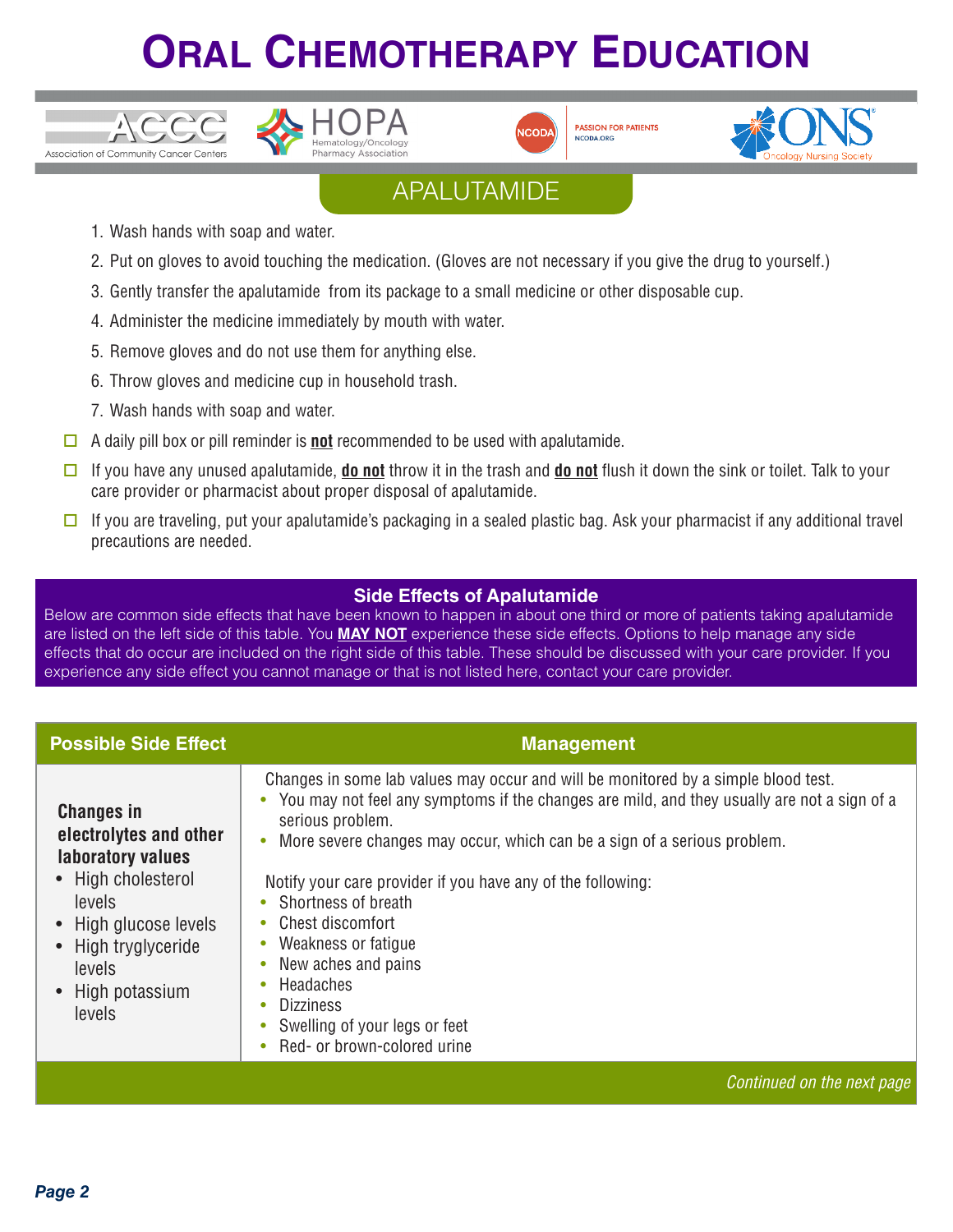#### ORAL CHEMOTHERAPY EDUCATION

ACCC Association of Community Cancer Centers | HOPA Hematology/Oncology Pharmacy Association | NCODA PASSION FOR PATIENTS NCODA.ORG | ONS Oncology Nursing Society

## APALUTAMIDE

1. Wash hands with soap and water.
2. Put on gloves to avoid touching the medication. (Gloves are not necessary if you give the drug to yourself.)
3. Gently transfer the apalutamide from its package to a small medicine or other disposable cup.
4. Administer the medicine immediately by mouth with water.
5. Remove gloves and do not use them for anything else.
6. Throw gloves and medicine cup in household trash.
7. Wash hands with soap and water.

- ☐ A daily pill box or pill reminder is **not** recommended to be used with apalutamide.
- ☐ If you have any unused apalutamide, **do not** throw it in the trash and **do not** flush it down the sink or toilet. Talk to your care provider or pharmacist about proper disposal of apalutamide.
- ☐ If you are traveling, put your apalutamide's packaging in a sealed plastic bag. Ask your pharmacist if any additional travel precautions are needed.

### Side Effects of Apalutamide

Below are common side effects that have been known to happen in about one third or more of patients taking apalutamide are listed on the left side of this table. You **MAY NOT** experience these side effects. Options to help manage any side effects that do occur are included on the right side of this table. These should be discussed with your care provider. If you experience any side effect you cannot manage or that is not listed here, contact your care provider.

| Possible Side Effect | Management |
|---|---|
| **Changes in electrolytes and other laboratory values**<br>• High cholesterol levels<br>• High glucose levels<br>• High tryglyceride levels<br>• High potassium levels | Changes in some lab values may occur and will be monitored by a simple blood test.<br>• You may not feel any symptoms if the changes are mild, and they usually are not a sign of a serious problem.<br>• More severe changes may occur, which can be a sign of a serious problem.<br><br>Notify your care provider if you have any of the following:<br>• Shortness of breath<br>• Chest discomfort<br>• Weakness or fatigue<br>• New aches and pains<br>• Headaches<br>• Dizziness<br>• Swelling of your legs or feet<br>• Red- or brown-colored urine |

*Continued on the next page*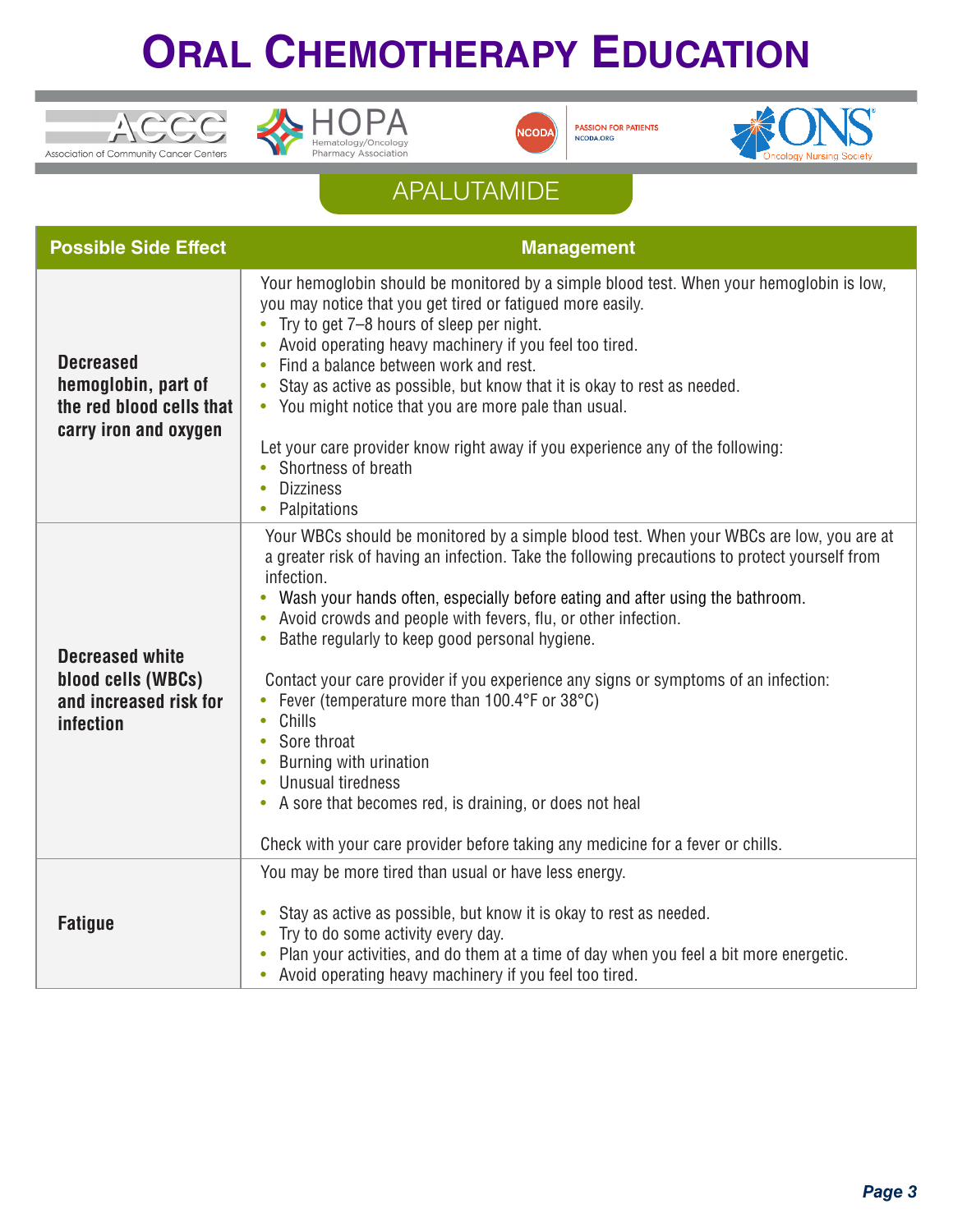# ORAL CHEMOTHERAPY EDUCATION

## APALUTAMIDE

| Possible Side Effect | Management |
|---|---|
| **Decreased hemoglobin, part of the red blood cells that carry iron and oxygen** | Your hemoglobin should be monitored by a simple blood test. When your hemoglobin is low, you may notice that you get tired or fatigued more easily.<br>• Try to get 7–8 hours of sleep per night.<br>• Avoid operating heavy machinery if you feel too tired.<br>• Find a balance between work and rest.<br>• Stay as active as possible, but know that it is okay to rest as needed.<br>• You might notice that you are more pale than usual.<br><br>Let your care provider know right away if you experience any of the following:<br>• Shortness of breath<br>• Dizziness<br>• Palpitations |
| **Decreased white blood cells (WBCs) and increased risk for infection** | Your WBCs should be monitored by a simple blood test. When your WBCs are low, you are at a greater risk of having an infection. Take the following precautions to protect yourself from infection.<br>• Wash your hands often, especially before eating and after using the bathroom.<br>• Avoid crowds and people with fevers, flu, or other infection.<br>• Bathe regularly to keep good personal hygiene.<br><br>Contact your care provider if you experience any signs or symptoms of an infection:<br>• Fever (temperature more than 100.4°F or 38°C)<br>• Chills<br>• Sore throat<br>• Burning with urination<br>• Unusual tiredness<br>• A sore that becomes red, is draining, or does not heal<br><br>Check with your care provider before taking any medicine for a fever or chills. |
| **Fatigue** | You may be more tired than usual or have less energy.<br><br>• Stay as active as possible, but know it is okay to rest as needed.<br>• Try to do some activity every day.<br>• Plan your activities, and do them at a time of day when you feel a bit more energetic.<br>• Avoid operating heavy machinery if you feel too tired. |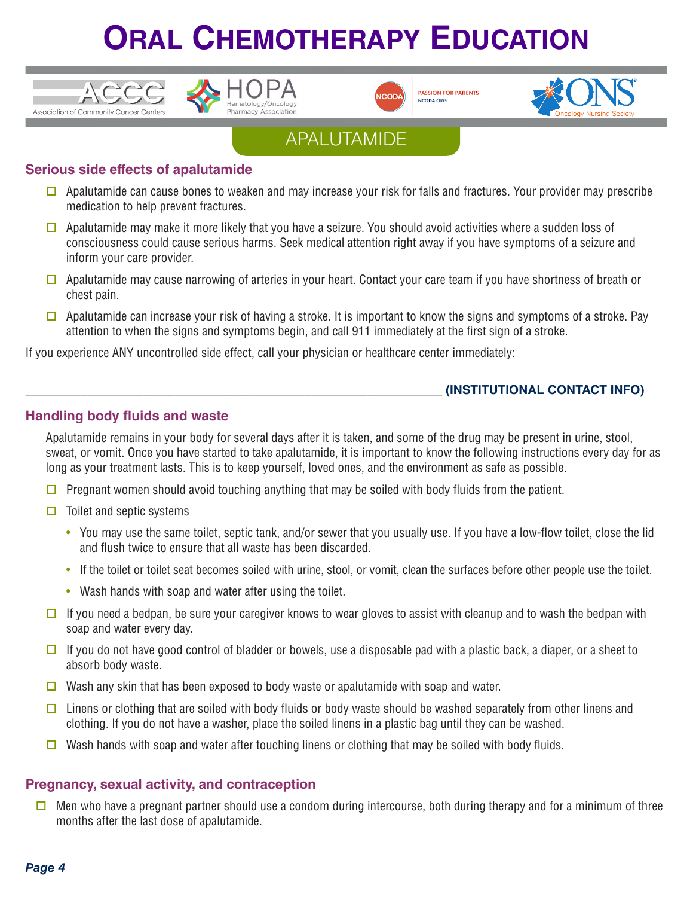# ORAL CHEMOTHERAPY EDUCATION

ACCC Association of Community Cancer Centers | HOPA Hematology/Oncology Pharmacy Association | NCODA PASSION FOR PATIENTS NCODA.ORG | ONS Oncology Nursing Society

## APALUTAMIDE

### Serious side effects of apalutamide

- ☐ Apalutamide can cause bones to weaken and may increase your risk for falls and fractures. Your provider may prescribe medication to help prevent fractures.
- ☐ Apalutamide may make it more likely that you have a seizure. You should avoid activities where a sudden loss of consciousness could cause serious harms. Seek medical attention right away if you have symptoms of a seizure and inform your care provider.
- ☐ Apalutamide may cause narrowing of arteries in your heart. Contact your care team if you have shortness of breath or chest pain.
- ☐ Apalutamide can increase your risk of having a stroke. It is important to know the signs and symptoms of a stroke. Pay attention to when the signs and symptoms begin, and call 911 immediately at the first sign of a stroke.

If you experience ANY uncontrolled side effect, call your physician or healthcare center immediately:

______________________________________________ **(INSTITUTIONAL CONTACT INFO)**

### Handling body fluids and waste

Apalutamide remains in your body for several days after it is taken, and some of the drug may be present in urine, stool, sweat, or vomit. Once you have started to take apalutamide, it is important to know the following instructions every day for as long as your treatment lasts. This is to keep yourself, loved ones, and the environment as safe as possible.

- ☐ Pregnant women should avoid touching anything that may be soiled with body fluids from the patient.
- ☐ Toilet and septic systems
  - You may use the same toilet, septic tank, and/or sewer that you usually use. If you have a low-flow toilet, close the lid and flush twice to ensure that all waste has been discarded.
  - If the toilet or toilet seat becomes soiled with urine, stool, or vomit, clean the surfaces before other people use the toilet.
  - Wash hands with soap and water after using the toilet.
- ☐ If you need a bedpan, be sure your caregiver knows to wear gloves to assist with cleanup and to wash the bedpan with soap and water every day.
- ☐ If you do not have good control of bladder or bowels, use a disposable pad with a plastic back, a diaper, or a sheet to absorb body waste.
- ☐ Wash any skin that has been exposed to body waste or apalutamide with soap and water.
- ☐ Linens or clothing that are soiled with body fluids or body waste should be washed separately from other linens and clothing. If you do not have a washer, place the soiled linens in a plastic bag until they can be washed.
- ☐ Wash hands with soap and water after touching linens or clothing that may be soiled with body fluids.

### Pregnancy, sexual activity, and contraception

- ☐ Men who have a pregnant partner should use a condom during intercourse, both during therapy and for a minimum of three months after the last dose of apalutamide.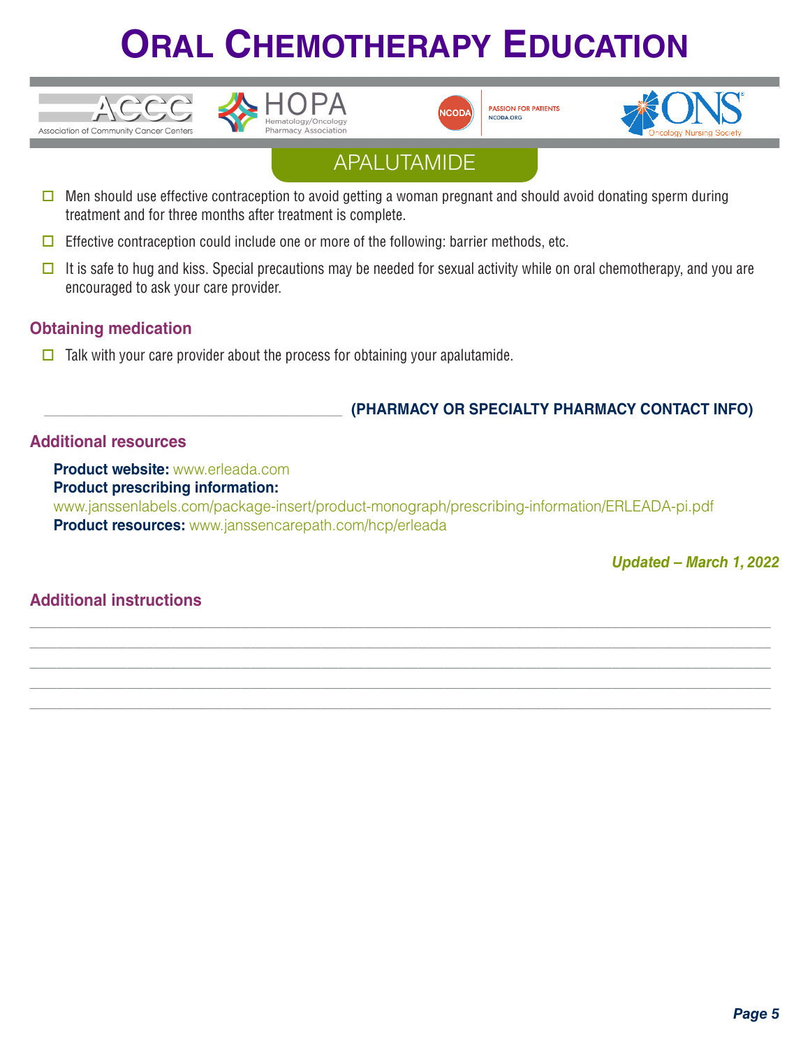# Oral Chemotherapy Education

## APALUTAMIDE

- ☐ Men should use effective contraception to avoid getting a woman pregnant and should avoid donating sperm during treatment and for three months after treatment is complete.
- ☐ Effective contraception could include one or more of the following: barrier methods, etc.
- ☐ It is safe to hug and kiss. Special precautions may be needed for sexual activity while on oral chemotherapy, and you are encouraged to ask your care provider.

### Obtaining medication

- ☐ Talk with your care provider about the process for obtaining your apalutamide.

\_\_\_\_\_\_\_\_\_\_\_\_\_\_\_\_\_\_\_\_\_\_\_\_\_\_\_\_\_\_\_\_\_\_\_\_ **(PHARMACY OR SPECIALTY PHARMACY CONTACT INFO)**

### Additional resources

**Product website:** www.erleada.com
**Product prescribing information:**
www.janssenlabels.com/package-insert/product-monograph/prescribing-information/ERLEADA-pi.pdf
**Product resources:** www.janssencarepath.com/hcp/erleada

***Updated – March 1, 2022***

### Additional instructions

\_\_\_\_\_\_\_\_\_\_\_\_\_\_\_\_\_\_\_\_\_\_\_\_\_\_\_\_\_\_\_\_\_\_\_\_\_\_\_\_\_\_\_\_\_\_\_\_\_\_\_\_\_\_\_\_\_\_\_\_\_\_\_\_\_\_\_\_\_\_\_\_\_\_\_\_\_\_\_\_\_\_\_\_\_\_\_\_\_\_\_\_\_\_

\_\_\_\_\_\_\_\_\_\_\_\_\_\_\_\_\_\_\_\_\_\_\_\_\_\_\_\_\_\_\_\_\_\_\_\_\_\_\_\_\_\_\_\_\_\_\_\_\_\_\_\_\_\_\_\_\_\_\_\_\_\_\_\_\_\_\_\_\_\_\_\_\_\_\_\_\_\_\_\_\_\_\_\_\_\_\_\_\_\_\_\_\_\_

\_\_\_\_\_\_\_\_\_\_\_\_\_\_\_\_\_\_\_\_\_\_\_\_\_\_\_\_\_\_\_\_\_\_\_\_\_\_\_\_\_\_\_\_\_\_\_\_\_\_\_\_\_\_\_\_\_\_\_\_\_\_\_\_\_\_\_\_\_\_\_\_\_\_\_\_\_\_\_\_\_\_\_\_\_\_\_\_\_\_\_\_\_\_

\_\_\_\_\_\_\_\_\_\_\_\_\_\_\_\_\_\_\_\_\_\_\_\_\_\_\_\_\_\_\_\_\_\_\_\_\_\_\_\_\_\_\_\_\_\_\_\_\_\_\_\_\_\_\_\_\_\_\_\_\_\_\_\_\_\_\_\_\_\_\_\_\_\_\_\_\_\_\_\_\_\_\_\_\_\_\_\_\_\_\_\_\_\_

\_\_\_\_\_\_\_\_\_\_\_\_\_\_\_\_\_\_\_\_\_\_\_\_\_\_\_\_\_\_\_\_\_\_\_\_\_\_\_\_\_\_\_\_\_\_\_\_\_\_\_\_\_\_\_\_\_\_\_\_\_\_\_\_\_\_\_\_\_\_\_\_\_\_\_\_\_\_\_\_\_\_\_\_\_\_\_\_\_\_\_\_\_\_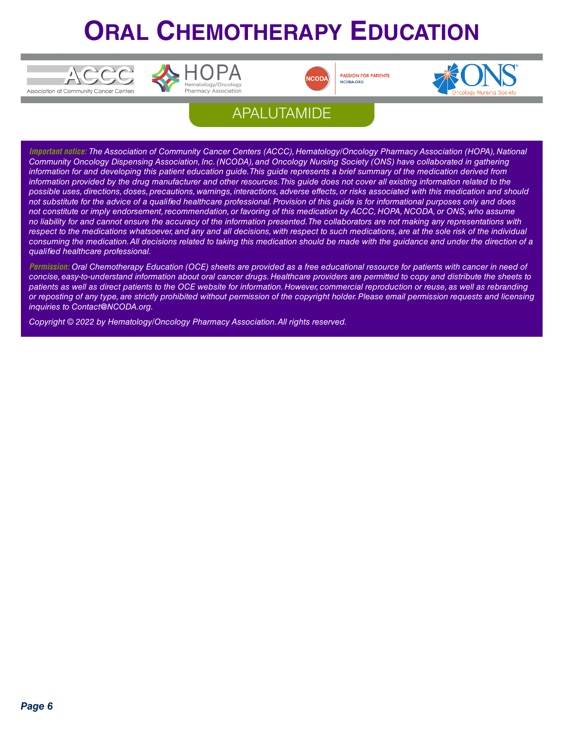# Oral Chemotherapy Education

ACCC Association of Community Cancer Centers | HOPA Hematology/Oncology Pharmacy Association | NCODA PASSION FOR PATIENTS NCODA.ORG | ONS Oncology Nursing Society

## APALUTAMIDE

***Important notice:*** *The Association of Community Cancer Centers (ACCC), Hematology/Oncology Pharmacy Association (HOPA), National Community Oncology Dispensing Association, Inc. (NCODA), and Oncology Nursing Society (ONS) have collaborated in gathering information for and developing this patient education guide. This guide represents a brief summary of the medication derived from information provided by the drug manufacturer and other resources. This guide does not cover all existing information related to the possible uses, directions, doses, precautions, warnings, interactions, adverse effects, or risks associated with this medication and should not substitute for the advice of a qualified healthcare professional. Provision of this guide is for informational purposes only and does not constitute or imply endorsement, recommendation, or favoring of this medication by ACCC, HOPA, NCODA, or ONS, who assume no liability for and cannot ensure the accuracy of the information presented. The collaborators are not making any representations with respect to the medications whatsoever, and any and all decisions, with respect to such medications, are at the sole risk of the individual consuming the medication. All decisions related to taking this medication should be made with the guidance and under the direction of a qualified healthcare professional.*

***Permission:*** *Oral Chemotherapy Education (OCE) sheets are provided as a free educational resource for patients with cancer in need of concise, easy-to-understand information about oral cancer drugs. Healthcare providers are permitted to copy and distribute the sheets to patients as well as direct patients to the OCE website for information. However, commercial reproduction or reuse, as well as rebranding or reposting of any type, are strictly prohibited without permission of the copyright holder. Please email permission requests and licensing inquiries to Contact@NCODA.org.*

*Copyright © 2022 by Hematology/Oncology Pharmacy Association. All rights reserved.*